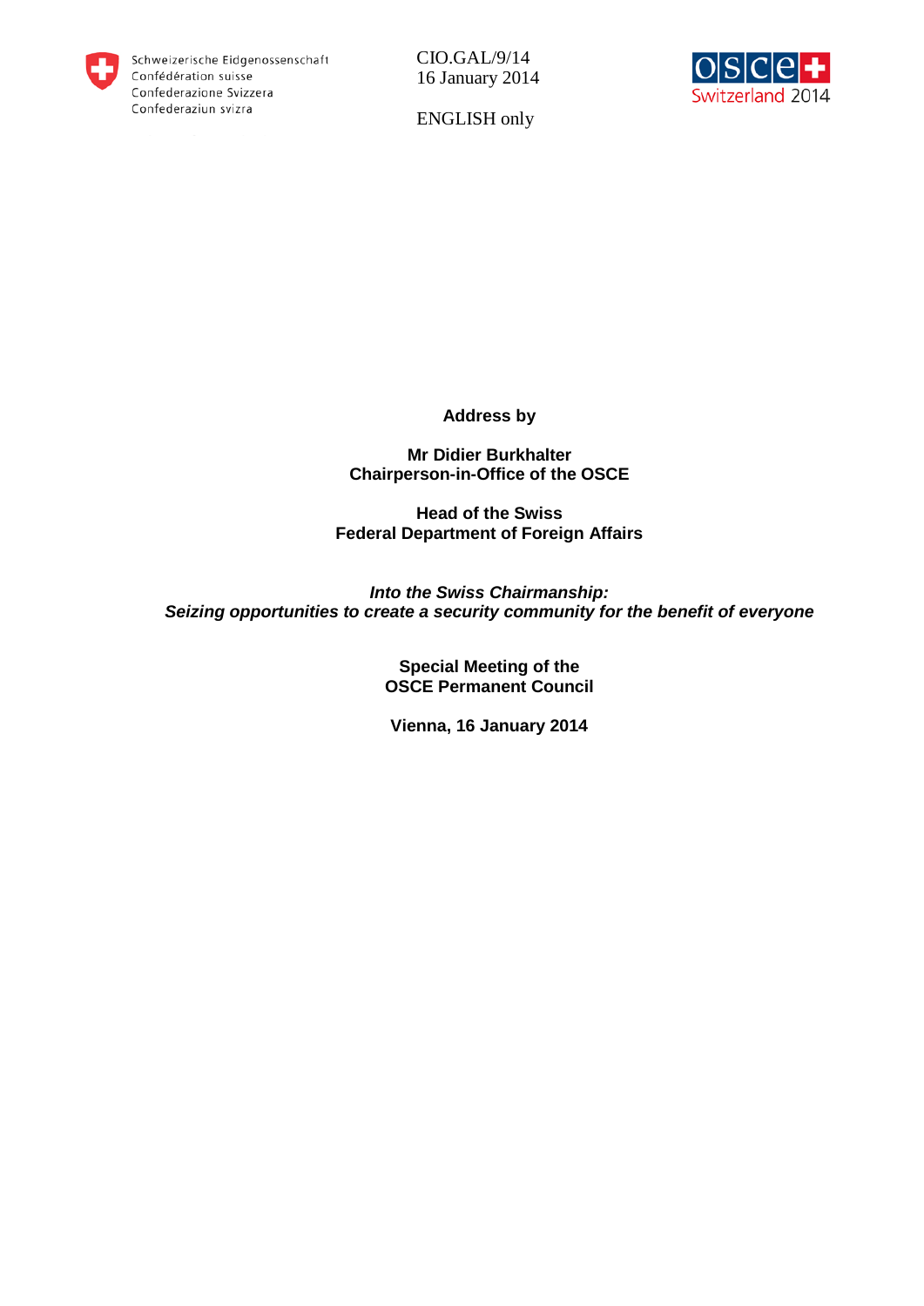Schweizerische Eidgenossenschaft
Confédération suisse
Confederazione Svizzera
Confederaziun svizra

CIO.GAL/9/14
16 January 2014

ENGLISH only

OSCE Switzerland 2014

**Address by**

**Mr Didier Burkhalter**
**Chairperson-in-Office of the OSCE**

**Head of the Swiss**
**Federal Department of Foreign Affairs**

***Into the Swiss Chairmanship:***
***Seizing opportunities to create a security community for the benefit of everyone***

**Special Meeting of the**
**OSCE Permanent Council**

**Vienna, 16 January 2014**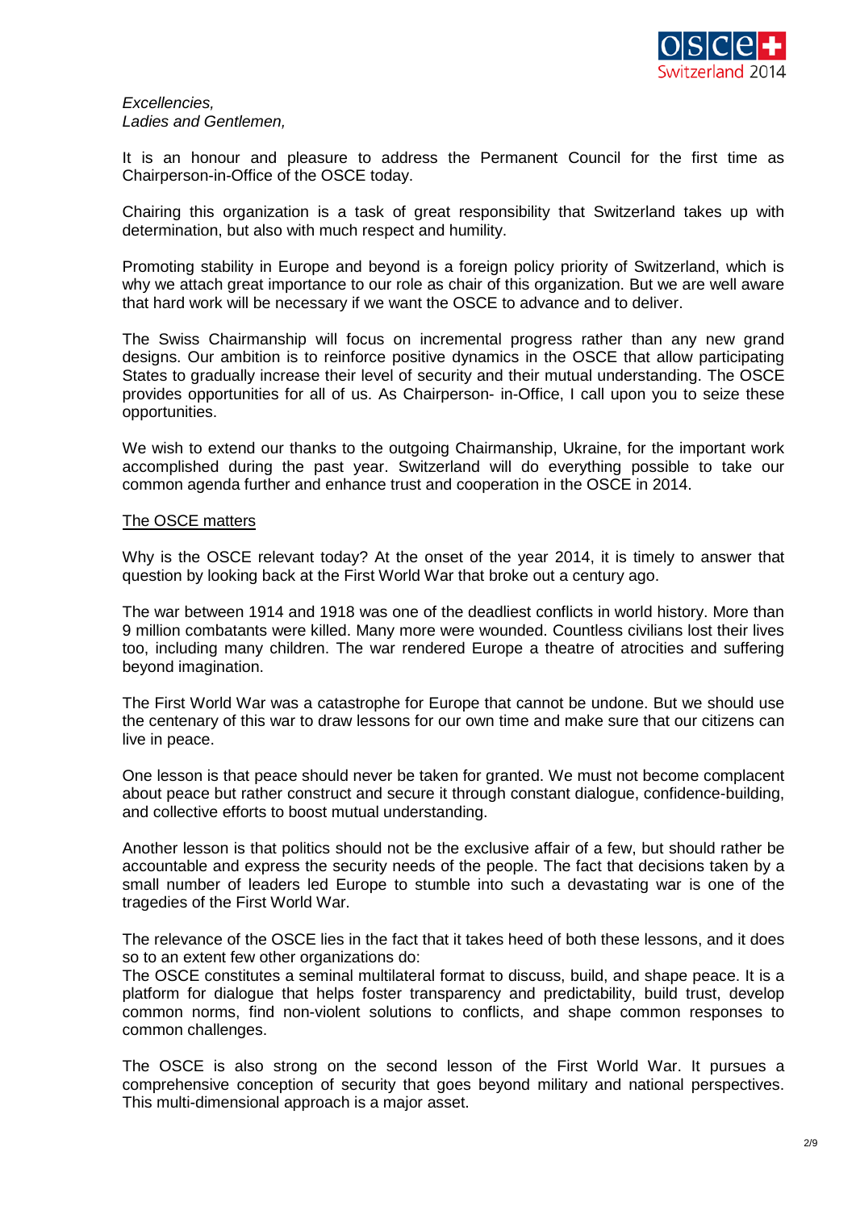*Excellencies,*
*Ladies and Gentlemen,*

It is an honour and pleasure to address the Permanent Council for the first time as Chairperson-in-Office of the OSCE today.

Chairing this organization is a task of great responsibility that Switzerland takes up with determination, but also with much respect and humility.

Promoting stability in Europe and beyond is a foreign policy priority of Switzerland, which is why we attach great importance to our role as chair of this organization. But we are well aware that hard work will be necessary if we want the OSCE to advance and to deliver.

The Swiss Chairmanship will focus on incremental progress rather than any new grand designs. Our ambition is to reinforce positive dynamics in the OSCE that allow participating States to gradually increase their level of security and their mutual understanding. The OSCE provides opportunities for all of us. As Chairperson- in-Office, I call upon you to seize these opportunities.

We wish to extend our thanks to the outgoing Chairmanship, Ukraine, for the important work accomplished during the past year. Switzerland will do everything possible to take our common agenda further and enhance trust and cooperation in the OSCE in 2014.

<u>The OSCE matters</u>

Why is the OSCE relevant today? At the onset of the year 2014, it is timely to answer that question by looking back at the First World War that broke out a century ago.

The war between 1914 and 1918 was one of the deadliest conflicts in world history. More than 9 million combatants were killed. Many more were wounded. Countless civilians lost their lives too, including many children. The war rendered Europe a theatre of atrocities and suffering beyond imagination.

The First World War was a catastrophe for Europe that cannot be undone. But we should use the centenary of this war to draw lessons for our own time and make sure that our citizens can live in peace.

One lesson is that peace should never be taken for granted. We must not become complacent about peace but rather construct and secure it through constant dialogue, confidence-building, and collective efforts to boost mutual understanding.

Another lesson is that politics should not be the exclusive affair of a few, but should rather be accountable and express the security needs of the people. The fact that decisions taken by a small number of leaders led Europe to stumble into such a devastating war is one of the tragedies of the First World War.

The relevance of the OSCE lies in the fact that it takes heed of both these lessons, and it does so to an extent few other organizations do:
The OSCE constitutes a seminal multilateral format to discuss, build, and shape peace. It is a platform for dialogue that helps foster transparency and predictability, build trust, develop common norms, find non-violent solutions to conflicts, and shape common responses to common challenges.

The OSCE is also strong on the second lesson of the First World War. It pursues a comprehensive conception of security that goes beyond military and national perspectives. This multi-dimensional approach is a major asset.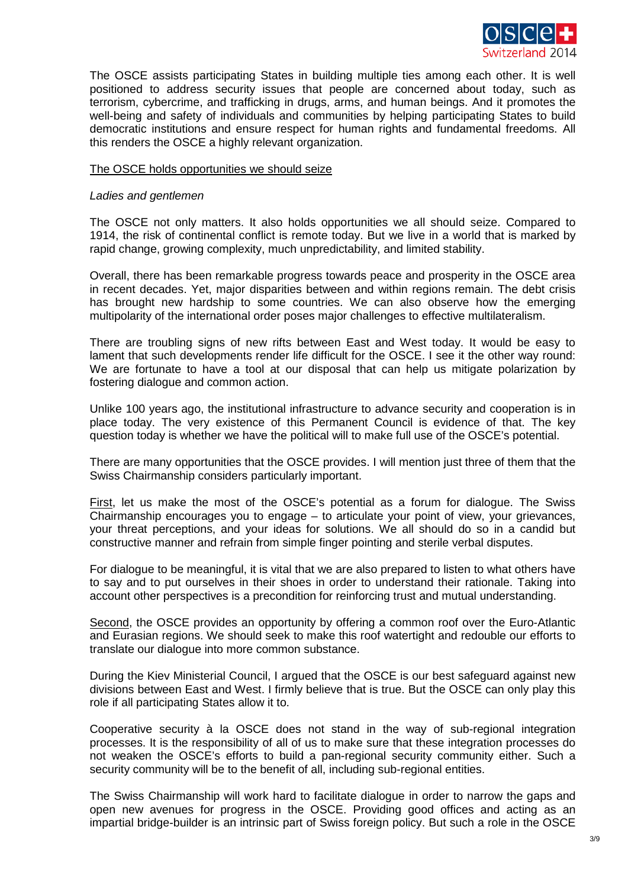The OSCE assists participating States in building multiple ties among each other. It is well positioned to address security issues that people are concerned about today, such as terrorism, cybercrime, and trafficking in drugs, arms, and human beings. And it promotes the well-being and safety of individuals and communities by helping participating States to build democratic institutions and ensure respect for human rights and fundamental freedoms. All this renders the OSCE a highly relevant organization.

<u>The OSCE holds opportunities we should seize</u>

*Ladies and gentlemen*

The OSCE not only matters. It also holds opportunities we all should seize. Compared to 1914, the risk of continental conflict is remote today. But we live in a world that is marked by rapid change, growing complexity, much unpredictability, and limited stability.

Overall, there has been remarkable progress towards peace and prosperity in the OSCE area in recent decades. Yet, major disparities between and within regions remain. The debt crisis has brought new hardship to some countries. We can also observe how the emerging multipolarity of the international order poses major challenges to effective multilateralism.

There are troubling signs of new rifts between East and West today. It would be easy to lament that such developments render life difficult for the OSCE. I see it the other way round: We are fortunate to have a tool at our disposal that can help us mitigate polarization by fostering dialogue and common action.

Unlike 100 years ago, the institutional infrastructure to advance security and cooperation is in place today. The very existence of this Permanent Council is evidence of that. The key question today is whether we have the political will to make full use of the OSCE's potential.

There are many opportunities that the OSCE provides. I will mention just three of them that the Swiss Chairmanship considers particularly important.

<u>First</u>, let us make the most of the OSCE's potential as a forum for dialogue. The Swiss Chairmanship encourages you to engage – to articulate your point of view, your grievances, your threat perceptions, and your ideas for solutions. We all should do so in a candid but constructive manner and refrain from simple finger pointing and sterile verbal disputes.

For dialogue to be meaningful, it is vital that we are also prepared to listen to what others have to say and to put ourselves in their shoes in order to understand their rationale. Taking into account other perspectives is a precondition for reinforcing trust and mutual understanding.

<u>Second</u>, the OSCE provides an opportunity by offering a common roof over the Euro-Atlantic and Eurasian regions. We should seek to make this roof watertight and redouble our efforts to translate our dialogue into more common substance.

During the Kiev Ministerial Council, I argued that the OSCE is our best safeguard against new divisions between East and West. I firmly believe that is true. But the OSCE can only play this role if all participating States allow it to.

Cooperative security à la OSCE does not stand in the way of sub-regional integration processes. It is the responsibility of all of us to make sure that these integration processes do not weaken the OSCE's efforts to build a pan-regional security community either. Such a security community will be to the benefit of all, including sub-regional entities.

The Swiss Chairmanship will work hard to facilitate dialogue in order to narrow the gaps and open new avenues for progress in the OSCE. Providing good offices and acting as an impartial bridge-builder is an intrinsic part of Swiss foreign policy. But such a role in the OSCE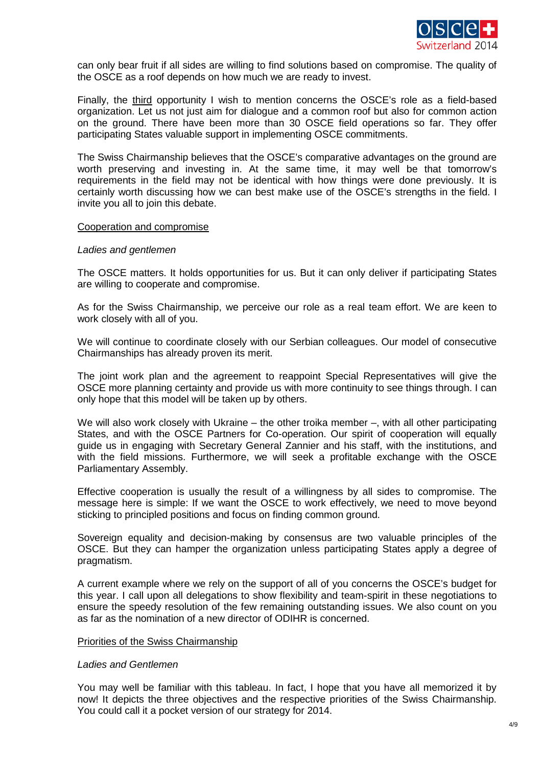can only bear fruit if all sides are willing to find solutions based on compromise. The quality of the OSCE as a roof depends on how much we are ready to invest.

Finally, the third opportunity I wish to mention concerns the OSCE's role as a field-based organization. Let us not just aim for dialogue and a common roof but also for common action on the ground. There have been more than 30 OSCE field operations so far. They offer participating States valuable support in implementing OSCE commitments.

The Swiss Chairmanship believes that the OSCE's comparative advantages on the ground are worth preserving and investing in. At the same time, it may well be that tomorrow's requirements in the field may not be identical with how things were done previously. It is certainly worth discussing how we can best make use of the OSCE's strengths in the field. I invite you all to join this debate.

## Cooperation and compromise

*Ladies and gentlemen*

The OSCE matters. It holds opportunities for us. But it can only deliver if participating States are willing to cooperate and compromise.

As for the Swiss Chairmanship, we perceive our role as a real team effort. We are keen to work closely with all of you.

We will continue to coordinate closely with our Serbian colleagues. Our model of consecutive Chairmanships has already proven its merit.

The joint work plan and the agreement to reappoint Special Representatives will give the OSCE more planning certainty and provide us with more continuity to see things through. I can only hope that this model will be taken up by others.

We will also work closely with Ukraine – the other troika member –, with all other participating States, and with the OSCE Partners for Co-operation. Our spirit of cooperation will equally guide us in engaging with Secretary General Zannier and his staff, with the institutions, and with the field missions. Furthermore, we will seek a profitable exchange with the OSCE Parliamentary Assembly.

Effective cooperation is usually the result of a willingness by all sides to compromise. The message here is simple: If we want the OSCE to work effectively, we need to move beyond sticking to principled positions and focus on finding common ground.

Sovereign equality and decision-making by consensus are two valuable principles of the OSCE. But they can hamper the organization unless participating States apply a degree of pragmatism.

A current example where we rely on the support of all of you concerns the OSCE's budget for this year. I call upon all delegations to show flexibility and team-spirit in these negotiations to ensure the speedy resolution of the few remaining outstanding issues. We also count on you as far as the nomination of a new director of ODIHR is concerned.

## Priorities of the Swiss Chairmanship

*Ladies and Gentlemen*

You may well be familiar with this tableau. In fact, I hope that you have all memorized it by now! It depicts the three objectives and the respective priorities of the Swiss Chairmanship. You could call it a pocket version of our strategy for 2014.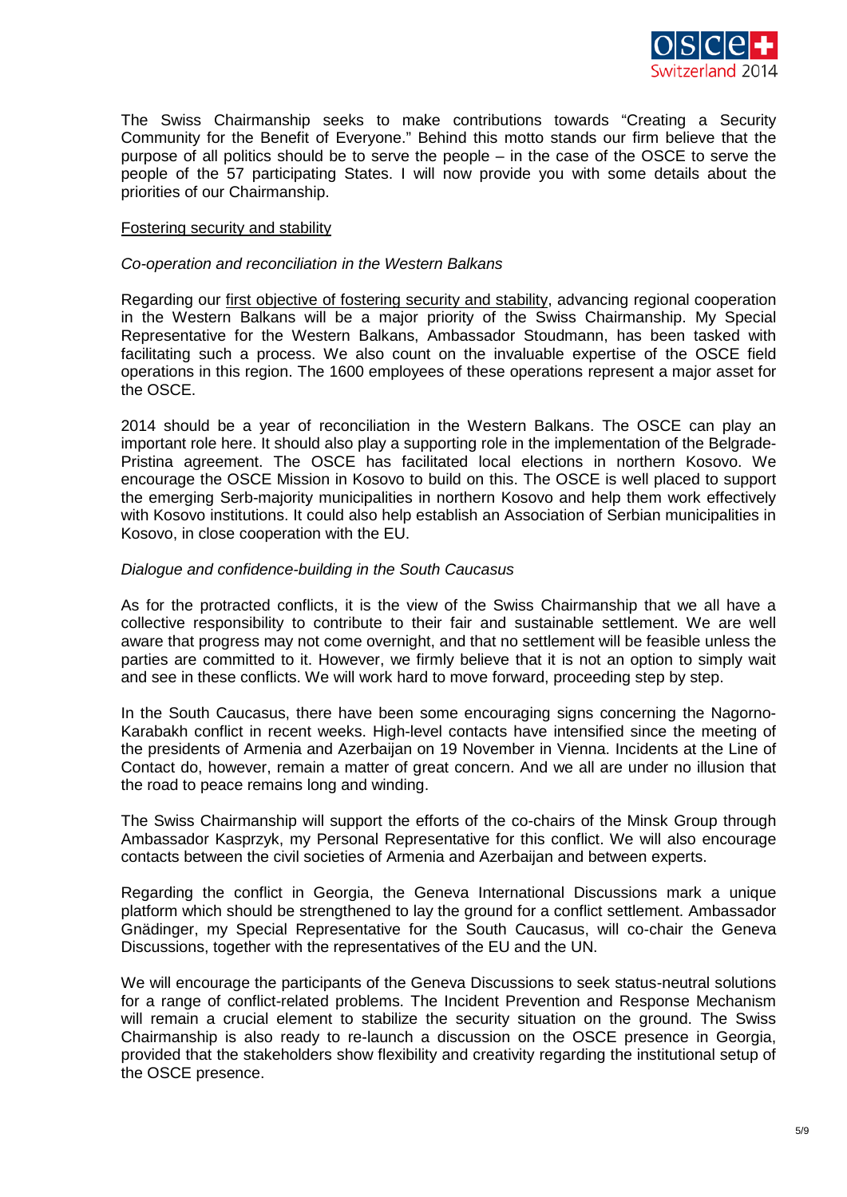The Swiss Chairmanship seeks to make contributions towards "Creating a Security Community for the Benefit of Everyone." Behind this motto stands our firm believe that the purpose of all politics should be to serve the people – in the case of the OSCE to serve the people of the 57 participating States. I will now provide you with some details about the priorities of our Chairmanship.

<u>Fostering security and stability</u>

*Co-operation and reconciliation in the Western Balkans*

Regarding our <u>first objective of fostering security and stability</u>, advancing regional cooperation in the Western Balkans will be a major priority of the Swiss Chairmanship. My Special Representative for the Western Balkans, Ambassador Stoudmann, has been tasked with facilitating such a process. We also count on the invaluable expertise of the OSCE field operations in this region. The 1600 employees of these operations represent a major asset for the OSCE.

2014 should be a year of reconciliation in the Western Balkans. The OSCE can play an important role here. It should also play a supporting role in the implementation of the Belgrade-Pristina agreement. The OSCE has facilitated local elections in northern Kosovo. We encourage the OSCE Mission in Kosovo to build on this. The OSCE is well placed to support the emerging Serb-majority municipalities in northern Kosovo and help them work effectively with Kosovo institutions. It could also help establish an Association of Serbian municipalities in Kosovo, in close cooperation with the EU.

*Dialogue and confidence-building in the South Caucasus*

As for the protracted conflicts, it is the view of the Swiss Chairmanship that we all have a collective responsibility to contribute to their fair and sustainable settlement. We are well aware that progress may not come overnight, and that no settlement will be feasible unless the parties are committed to it. However, we firmly believe that it is not an option to simply wait and see in these conflicts. We will work hard to move forward, proceeding step by step.

In the South Caucasus, there have been some encouraging signs concerning the Nagorno-Karabakh conflict in recent weeks. High-level contacts have intensified since the meeting of the presidents of Armenia and Azerbaijan on 19 November in Vienna. Incidents at the Line of Contact do, however, remain a matter of great concern. And we all are under no illusion that the road to peace remains long and winding.

The Swiss Chairmanship will support the efforts of the co-chairs of the Minsk Group through Ambassador Kasprzyk, my Personal Representative for this conflict. We will also encourage contacts between the civil societies of Armenia and Azerbaijan and between experts.

Regarding the conflict in Georgia, the Geneva International Discussions mark a unique platform which should be strengthened to lay the ground for a conflict settlement. Ambassador Gnädinger, my Special Representative for the South Caucasus, will co-chair the Geneva Discussions, together with the representatives of the EU and the UN.

We will encourage the participants of the Geneva Discussions to seek status-neutral solutions for a range of conflict-related problems. The Incident Prevention and Response Mechanism will remain a crucial element to stabilize the security situation on the ground. The Swiss Chairmanship is also ready to re-launch a discussion on the OSCE presence in Georgia, provided that the stakeholders show flexibility and creativity regarding the institutional setup of the OSCE presence.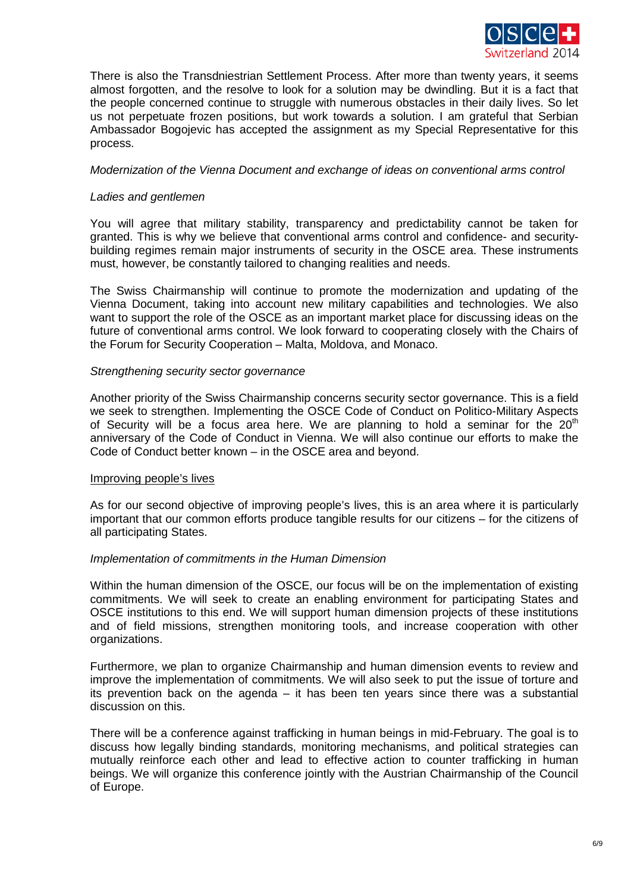There is also the Transdniestrian Settlement Process. After more than twenty years, it seems almost forgotten, and the resolve to look for a solution may be dwindling. But it is a fact that the people concerned continue to struggle with numerous obstacles in their daily lives. So let us not perpetuate frozen positions, but work towards a solution. I am grateful that Serbian Ambassador Bogojevic has accepted the assignment as my Special Representative for this process.

*Modernization of the Vienna Document and exchange of ideas on conventional arms control*

*Ladies and gentlemen*

You will agree that military stability, transparency and predictability cannot be taken for granted. This is why we believe that conventional arms control and confidence- and security-building regimes remain major instruments of security in the OSCE area. These instruments must, however, be constantly tailored to changing realities and needs.

The Swiss Chairmanship will continue to promote the modernization and updating of the Vienna Document, taking into account new military capabilities and technologies. We also want to support the role of the OSCE as an important market place for discussing ideas on the future of conventional arms control. We look forward to cooperating closely with the Chairs of the Forum for Security Cooperation – Malta, Moldova, and Monaco.

*Strengthening security sector governance*

Another priority of the Swiss Chairmanship concerns security sector governance. This is a field we seek to strengthen. Implementing the OSCE Code of Conduct on Politico-Military Aspects of Security will be a focus area here. We are planning to hold a seminar for the 20th anniversary of the Code of Conduct in Vienna. We will also continue our efforts to make the Code of Conduct better known – in the OSCE area and beyond.

<u>Improving people's lives</u>

As for our second objective of improving people's lives, this is an area where it is particularly important that our common efforts produce tangible results for our citizens – for the citizens of all participating States.

*Implementation of commitments in the Human Dimension*

Within the human dimension of the OSCE, our focus will be on the implementation of existing commitments. We will seek to create an enabling environment for participating States and OSCE institutions to this end. We will support human dimension projects of these institutions and of field missions, strengthen monitoring tools, and increase cooperation with other organizations.

Furthermore, we plan to organize Chairmanship and human dimension events to review and improve the implementation of commitments. We will also seek to put the issue of torture and its prevention back on the agenda – it has been ten years since there was a substantial discussion on this.

There will be a conference against trafficking in human beings in mid-February. The goal is to discuss how legally binding standards, monitoring mechanisms, and political strategies can mutually reinforce each other and lead to effective action to counter trafficking in human beings. We will organize this conference jointly with the Austrian Chairmanship of the Council of Europe.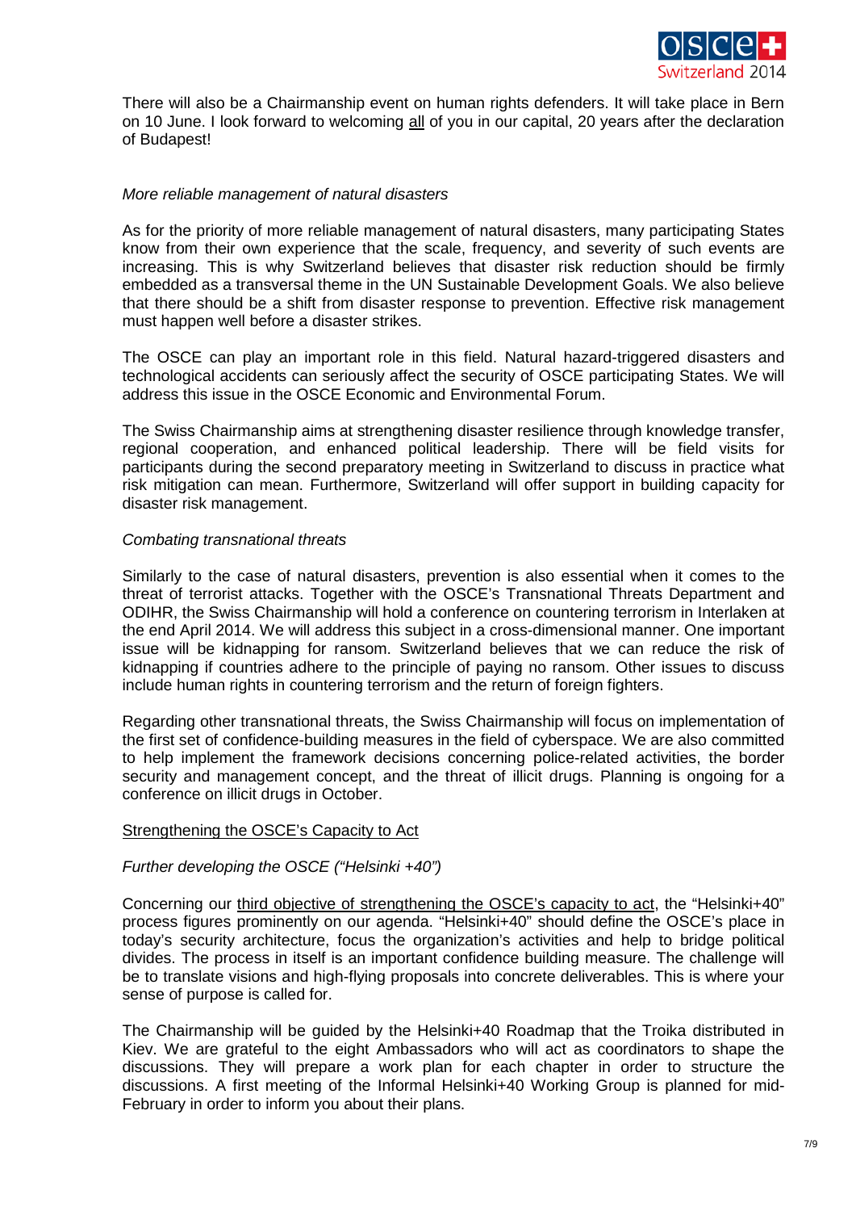There will also be a Chairmanship event on human rights defenders. It will take place in Bern on 10 June. I look forward to welcoming <u>all</u> of you in our capital, 20 years after the declaration of Budapest!

*More reliable management of natural disasters*

As for the priority of more reliable management of natural disasters, many participating States know from their own experience that the scale, frequency, and severity of such events are increasing. This is why Switzerland believes that disaster risk reduction should be firmly embedded as a transversal theme in the UN Sustainable Development Goals. We also believe that there should be a shift from disaster response to prevention. Effective risk management must happen well before a disaster strikes.

The OSCE can play an important role in this field. Natural hazard-triggered disasters and technological accidents can seriously affect the security of OSCE participating States. We will address this issue in the OSCE Economic and Environmental Forum.

The Swiss Chairmanship aims at strengthening disaster resilience through knowledge transfer, regional cooperation, and enhanced political leadership. There will be field visits for participants during the second preparatory meeting in Switzerland to discuss in practice what risk mitigation can mean. Furthermore, Switzerland will offer support in building capacity for disaster risk management.

*Combating transnational threats*

Similarly to the case of natural disasters, prevention is also essential when it comes to the threat of terrorist attacks. Together with the OSCE's Transnational Threats Department and ODIHR, the Swiss Chairmanship will hold a conference on countering terrorism in Interlaken at the end April 2014. We will address this subject in a cross-dimensional manner. One important issue will be kidnapping for ransom. Switzerland believes that we can reduce the risk of kidnapping if countries adhere to the principle of paying no ransom. Other issues to discuss include human rights in countering terrorism and the return of foreign fighters.

Regarding other transnational threats, the Swiss Chairmanship will focus on implementation of the first set of confidence-building measures in the field of cyberspace. We are also committed to help implement the framework decisions concerning police-related activities, the border security and management concept, and the threat of illicit drugs. Planning is ongoing for a conference on illicit drugs in October.

<u>Strengthening the OSCE's Capacity to Act</u>

*Further developing the OSCE ("Helsinki +40")*

Concerning our <u>third objective of strengthening the OSCE's capacity to act</u>, the "Helsinki+40" process figures prominently on our agenda. "Helsinki+40" should define the OSCE's place in today's security architecture, focus the organization's activities and help to bridge political divides. The process in itself is an important confidence building measure. The challenge will be to translate visions and high-flying proposals into concrete deliverables. This is where your sense of purpose is called for.

The Chairmanship will be guided by the Helsinki+40 Roadmap that the Troika distributed in Kiev. We are grateful to the eight Ambassadors who will act as coordinators to shape the discussions. They will prepare a work plan for each chapter in order to structure the discussions. A first meeting of the Informal Helsinki+40 Working Group is planned for mid-February in order to inform you about their plans.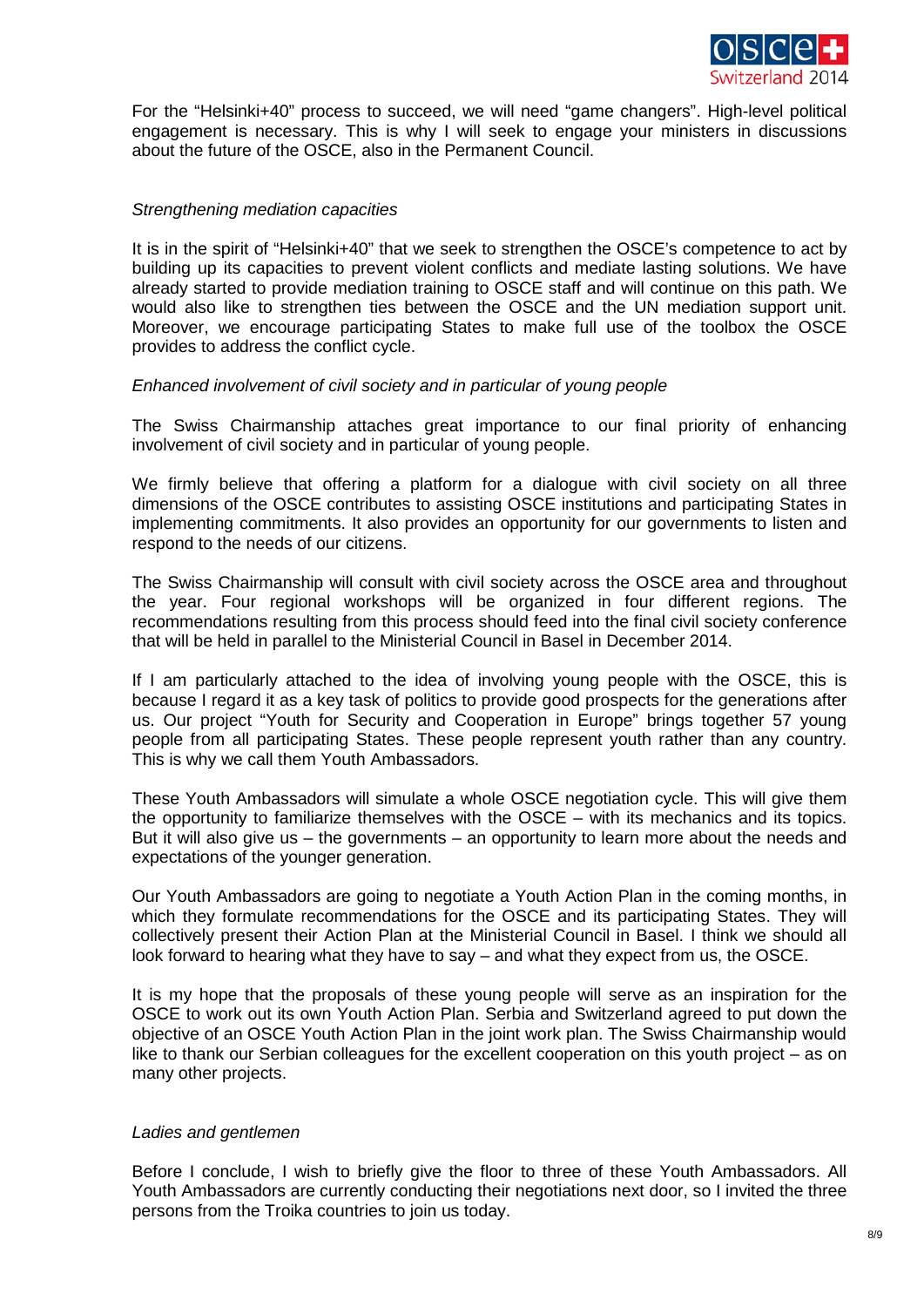For the "Helsinki+40" process to succeed, we will need "game changers". High-level political engagement is necessary. This is why I will seek to engage your ministers in discussions about the future of the OSCE, also in the Permanent Council.

*Strengthening mediation capacities*

It is in the spirit of "Helsinki+40" that we seek to strengthen the OSCE's competence to act by building up its capacities to prevent violent conflicts and mediate lasting solutions. We have already started to provide mediation training to OSCE staff and will continue on this path. We would also like to strengthen ties between the OSCE and the UN mediation support unit. Moreover, we encourage participating States to make full use of the toolbox the OSCE provides to address the conflict cycle.

*Enhanced involvement of civil society and in particular of young people*

The Swiss Chairmanship attaches great importance to our final priority of enhancing involvement of civil society and in particular of young people.

We firmly believe that offering a platform for a dialogue with civil society on all three dimensions of the OSCE contributes to assisting OSCE institutions and participating States in implementing commitments. It also provides an opportunity for our governments to listen and respond to the needs of our citizens.

The Swiss Chairmanship will consult with civil society across the OSCE area and throughout the year. Four regional workshops will be organized in four different regions. The recommendations resulting from this process should feed into the final civil society conference that will be held in parallel to the Ministerial Council in Basel in December 2014.

If I am particularly attached to the idea of involving young people with the OSCE, this is because I regard it as a key task of politics to provide good prospects for the generations after us. Our project "Youth for Security and Cooperation in Europe" brings together 57 young people from all participating States. These people represent youth rather than any country. This is why we call them Youth Ambassadors.

These Youth Ambassadors will simulate a whole OSCE negotiation cycle. This will give them the opportunity to familiarize themselves with the OSCE – with its mechanics and its topics. But it will also give us – the governments – an opportunity to learn more about the needs and expectations of the younger generation.

Our Youth Ambassadors are going to negotiate a Youth Action Plan in the coming months, in which they formulate recommendations for the OSCE and its participating States. They will collectively present their Action Plan at the Ministerial Council in Basel. I think we should all look forward to hearing what they have to say – and what they expect from us, the OSCE.

It is my hope that the proposals of these young people will serve as an inspiration for the OSCE to work out its own Youth Action Plan. Serbia and Switzerland agreed to put down the objective of an OSCE Youth Action Plan in the joint work plan. The Swiss Chairmanship would like to thank our Serbian colleagues for the excellent cooperation on this youth project – as on many other projects.

*Ladies and gentlemen*

Before I conclude, I wish to briefly give the floor to three of these Youth Ambassadors. All Youth Ambassadors are currently conducting their negotiations next door, so I invited the three persons from the Troika countries to join us today.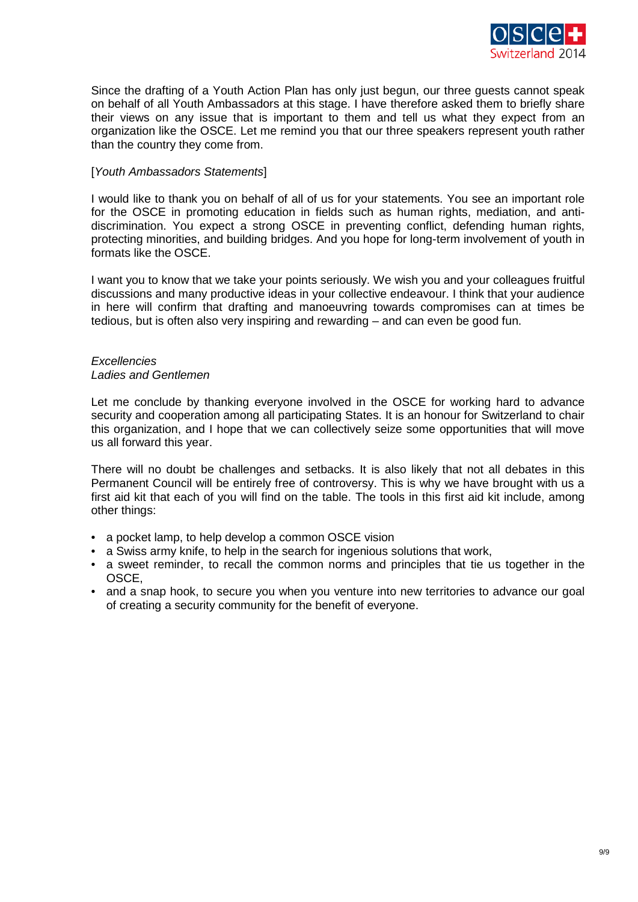Since the drafting of a Youth Action Plan has only just begun, our three guests cannot speak on behalf of all Youth Ambassadors at this stage. I have therefore asked them to briefly share their views on any issue that is important to them and tell us what they expect from an organization like the OSCE. Let me remind you that our three speakers represent youth rather than the country they come from.

[*Youth Ambassadors Statements*]

I would like to thank you on behalf of all of us for your statements. You see an important role for the OSCE in promoting education in fields such as human rights, mediation, and anti-discrimination. You expect a strong OSCE in preventing conflict, defending human rights, protecting minorities, and building bridges. And you hope for long-term involvement of youth in formats like the OSCE.

I want you to know that we take your points seriously. We wish you and your colleagues fruitful discussions and many productive ideas in your collective endeavour. I think that your audience in here will confirm that drafting and manoeuvring towards compromises can at times be tedious, but is often also very inspiring and rewarding – and can even be good fun.

*Excellencies*
*Ladies and Gentlemen*

Let me conclude by thanking everyone involved in the OSCE for working hard to advance security and cooperation among all participating States. It is an honour for Switzerland to chair this organization, and I hope that we can collectively seize some opportunities that will move us all forward this year.

There will no doubt be challenges and setbacks. It is also likely that not all debates in this Permanent Council will be entirely free of controversy. This is why we have brought with us a first aid kit that each of you will find on the table. The tools in this first aid kit include, among other things:

- a pocket lamp, to help develop a common OSCE vision
- a Swiss army knife, to help in the search for ingenious solutions that work,
- a sweet reminder, to recall the common norms and principles that tie us together in the OSCE,
- and a snap hook, to secure you when you venture into new territories to advance our goal of creating a security community for the benefit of everyone.